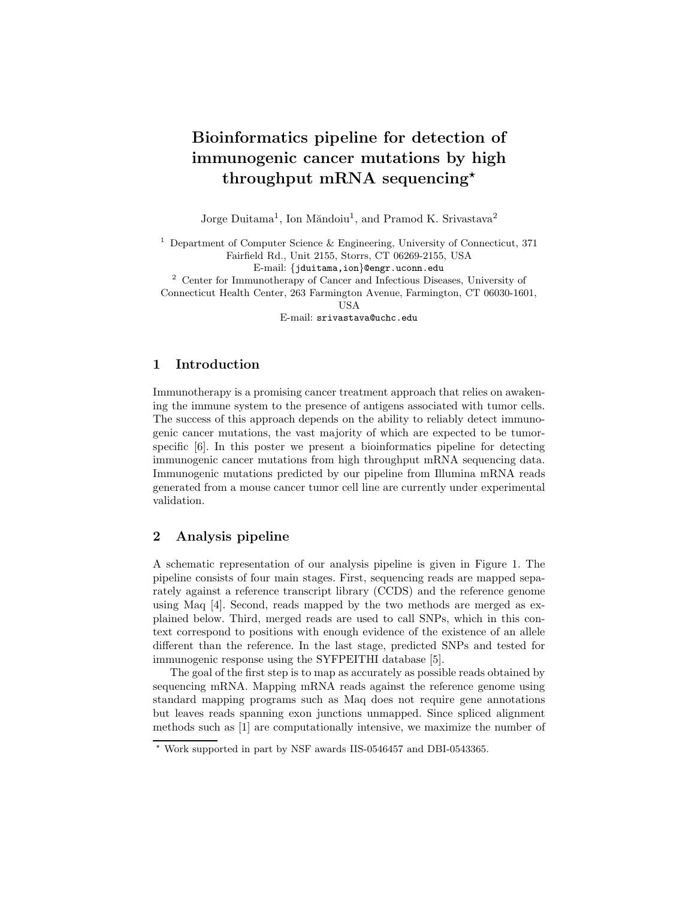# Bioinformatics pipeline for detection of immunogenic cancer mutations by high throughput mRNA sequencing*

Jorge Duitama[1], Ion Măndoiu[1], and Pramod K. Srivastava[2]

[1] Department of Computer Science & Engineering, University of Connecticut, 371 Fairfield Rd., Unit 2155, Storrs, CT 06269-2155, USA
E-mail: {jduitama,ion}@engr.uconn.edu

[2] Center for Immunotherapy of Cancer and Infectious Diseases, University of Connecticut Health Center, 263 Farmington Avenue, Farmington, CT 06030-1601, USA
E-mail: srivastava@uchc.edu

## 1 Introduction

Immunotherapy is a promising cancer treatment approach that relies on awakening the immune system to the presence of antigens associated with tumor cells. The success of this approach depends on the ability to reliably detect immunogenic cancer mutations, the vast majority of which are expected to be tumor-specific [6]. In this poster we present a bioinformatics pipeline for detecting immunogenic cancer mutations from high throughput mRNA sequencing data. Immunogenic mutations predicted by our pipeline from Illumina mRNA reads generated from a mouse cancer tumor cell line are currently under experimental validation.

## 2 Analysis pipeline

A schematic representation of our analysis pipeline is given in Figure 1. The pipeline consists of four main stages. First, sequencing reads are mapped separately against a reference transcript library (CCDS) and the reference genome using Maq [4]. Second, reads mapped by the two methods are merged as explained below. Third, merged reads are used to call SNPs, which in this context correspond to positions with enough evidence of the existence of an allele different than the reference. In the last stage, predicted SNPs and tested for immunogenic response using the SYFPEITHI database [5].

The goal of the first step is to map as accurately as possible reads obtained by sequencing mRNA. Mapping mRNA reads against the reference genome using standard mapping programs such as Maq does not require gene annotations but leaves reads spanning exon junctions unmapped. Since spliced alignment methods such as [1] are computationally intensive, we maximize the number of

---

* Work supported in part by NSF awards IIS-0546457 and DBI-0543365.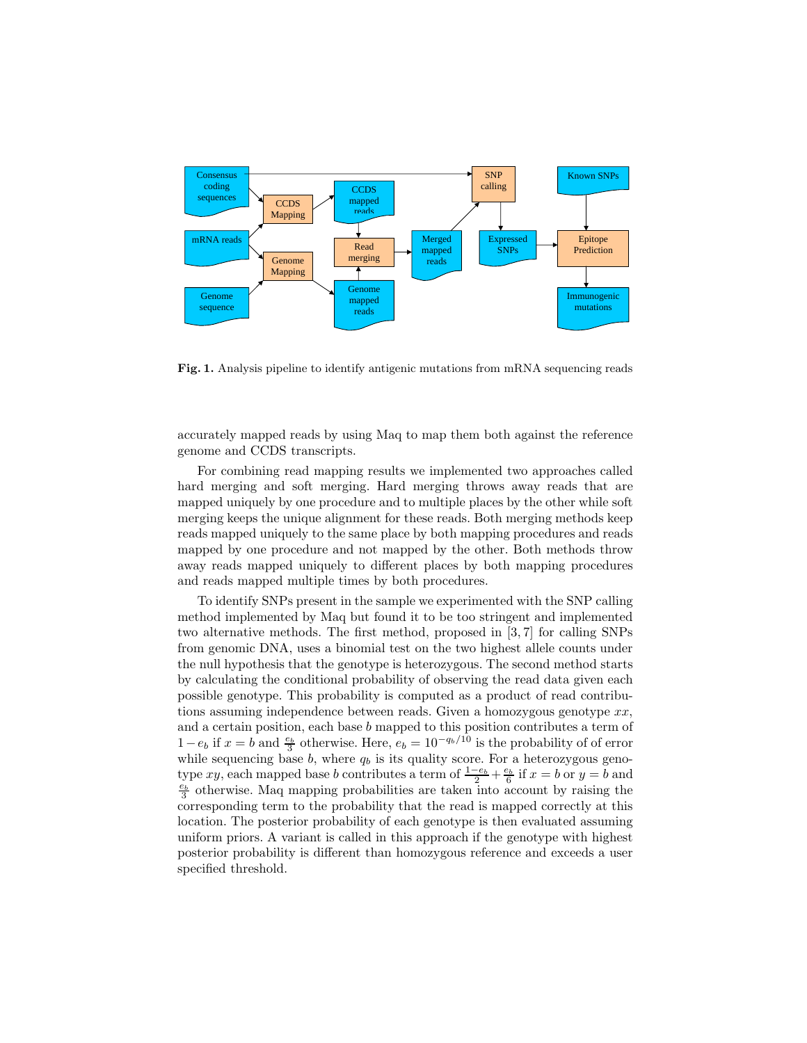**Fig. 1.** Analysis pipeline to identify antigenic mutations from mRNA sequencing reads

accurately mapped reads by using Maq to map them both against the reference genome and CCDS transcripts.

For combining read mapping results we implemented two approaches called hard merging and soft merging. Hard merging throws away reads that are mapped uniquely by one procedure and to multiple places by the other while soft merging keeps the unique alignment for these reads. Both merging methods keep reads mapped uniquely to the same place by both mapping procedures and reads mapped by one procedure and not mapped by the other. Both methods throw away reads mapped uniquely to different places by both mapping procedures and reads mapped multiple times by both procedures.

To identify SNPs present in the sample we experimented with the SNP calling method implemented by Maq but found it to be too stringent and implemented two alternative methods. The first method, proposed in [3, 7] for calling SNPs from genomic DNA, uses a binomial test on the two highest allele counts under the null hypothesis that the genotype is heterozygous. The second method starts by calculating the conditional probability of observing the read data given each possible genotype. This probability is computed as a product of read contributions assuming independence between reads. Given a homozygous genotype $xx$, and a certain position, each base $b$ mapped to this position contributes a term of $1-e_b$ if $x = b$ and $\frac{e_b}{3}$ otherwise. Here, $e_b = 10^{-q_b/10}$ is the probability of of error while sequencing base $b$, where $q_b$ is its quality score. For a heterozygous genotype $xy$, each mapped base $b$ contributes a term of $\frac{1-e_b}{2} + \frac{e_b}{6}$ if $x = b$ or $y = b$ and $\frac{e_b}{3}$ otherwise. Maq mapping probabilities are taken into account by raising the corresponding term to the probability that the read is mapped correctly at this location. The posterior probability of each genotype is then evaluated assuming uniform priors. A variant is called in this approach if the genotype with highest posterior probability is different than homozygous reference and exceeds a user specified threshold.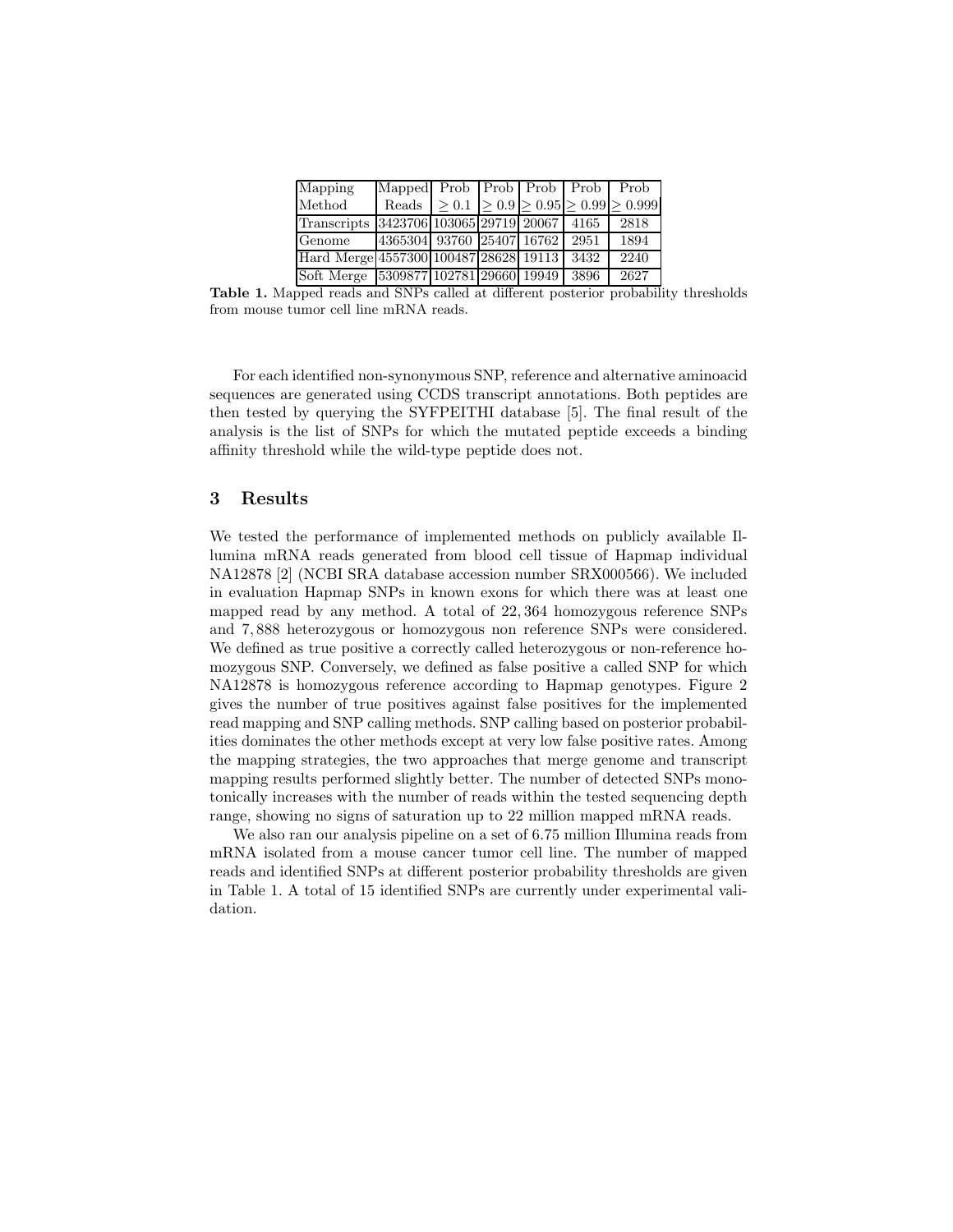| Mapping Method | Mapped Reads | Prob $\geq 0.1$ | Prob $\geq 0.9$ | Prob $\geq 0.95$ | Prob $\geq 0.99$ | Prob $\geq 0.999$ |
|---|---|---|---|---|---|---|
| Transcripts | 3423706 | 103065 | 29719 | 20067 | 4165 | 2818 |
| Genome | 4365304 | 93760 | 25407 | 16762 | 2951 | 1894 |
| Hard Merge | 4557300 | 100487 | 28628 | 19113 | 3432 | 2240 |
| Soft Merge | 5309877 | 102781 | 29660 | 19949 | 3896 | 2627 |

**Table 1.** Mapped reads and SNPs called at different posterior probability thresholds from mouse tumor cell line mRNA reads.

For each identified non-synonymous SNP, reference and alternative aminoacid sequences are generated using CCDS transcript annotations. Both peptides are then tested by querying the SYFPEITHI database [5]. The final result of the analysis is the list of SNPs for which the mutated peptide exceeds a binding affinity threshold while the wild-type peptide does not.

## 3 Results

We tested the performance of implemented methods on publicly available Illumina mRNA reads generated from blood cell tissue of Hapmap individual NA12878 [2] (NCBI SRA database accession number SRX000566). We included in evaluation Hapmap SNPs in known exons for which there was at least one mapped read by any method. A total of 22,364 homozygous reference SNPs and 7,888 heterozygous or homozygous non reference SNPs were considered. We defined as true positive a correctly called heterozygous or non-reference homozygous SNP. Conversely, we defined as false positive a called SNP for which NA12878 is homozygous reference according to Hapmap genotypes. Figure 2 gives the number of true positives against false positives for the implemented read mapping and SNP calling methods. SNP calling based on posterior probabilities dominates the other methods except at very low false positive rates. Among the mapping strategies, the two approaches that merge genome and transcript mapping results performed slightly better. The number of detected SNPs monotonically increases with the number of reads within the tested sequencing depth range, showing no signs of saturation up to 22 million mapped mRNA reads.

We also ran our analysis pipeline on a set of 6.75 million Illumina reads from mRNA isolated from a mouse cancer tumor cell line. The number of mapped reads and identified SNPs at different posterior probability thresholds are given in Table 1. A total of 15 identified SNPs are currently under experimental validation.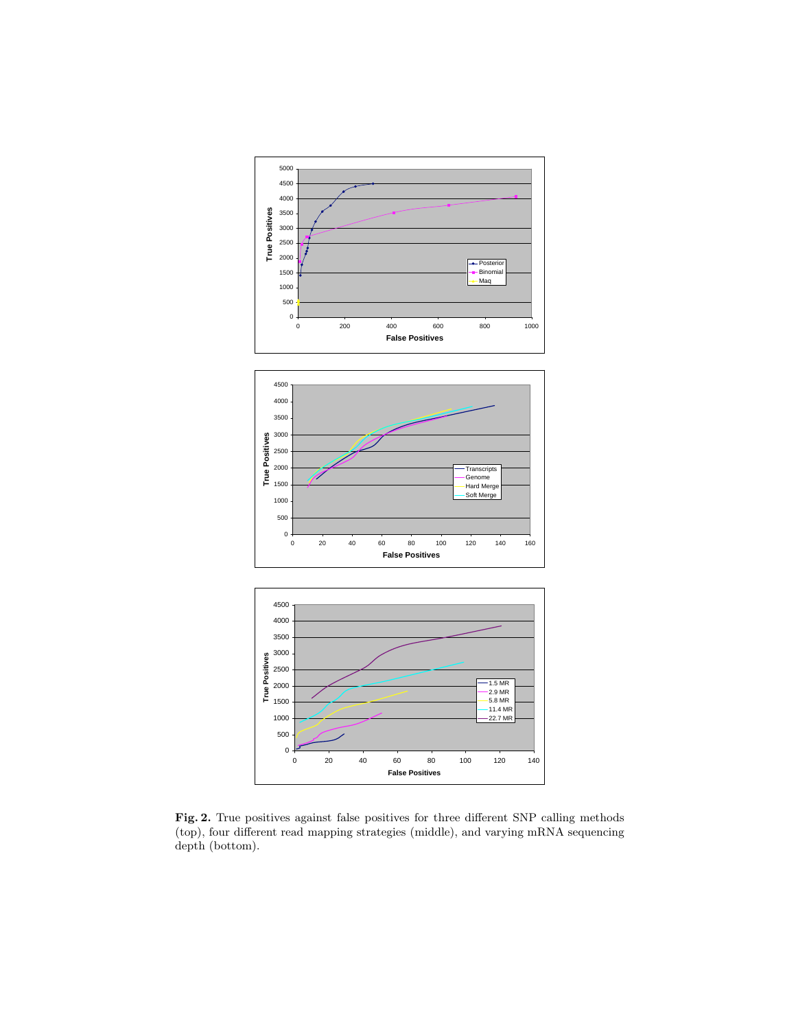**Fig. 2.** True positives against false positives for three different SNP calling methods (top), four different read mapping strategies (middle), and varying mRNA sequencing depth (bottom).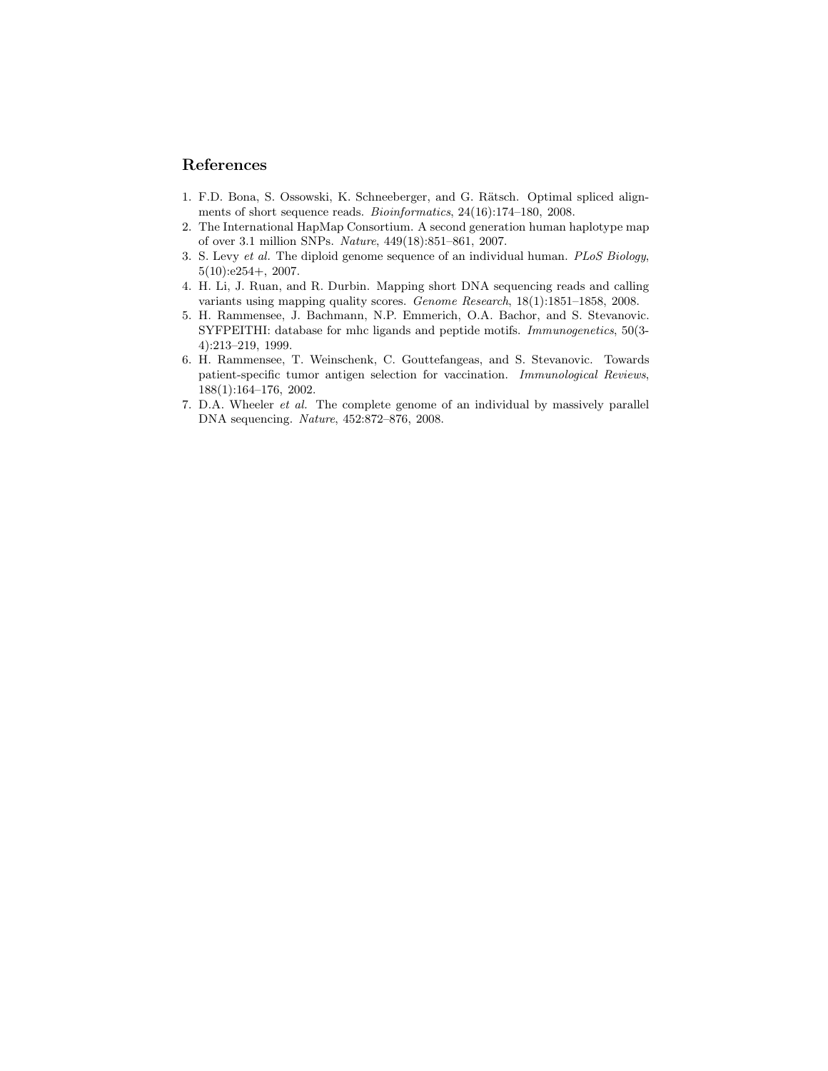## References

1. F.D. Bona, S. Ossowski, K. Schneeberger, and G. Rätsch. Optimal spliced alignments of short sequence reads. *Bioinformatics*, 24(16):174–180, 2008.
2. The International HapMap Consortium. A second generation human haplotype map of over 3.1 million SNPs. *Nature*, 449(18):851–861, 2007.
3. S. Levy *et al.* The diploid genome sequence of an individual human. *PLoS Biology*, 5(10):e254+, 2007.
4. H. Li, J. Ruan, and R. Durbin. Mapping short DNA sequencing reads and calling variants using mapping quality scores. *Genome Research*, 18(1):1851–1858, 2008.
5. H. Rammensee, J. Bachmann, N.P. Emmerich, O.A. Bachor, and S. Stevanovic. SYFPEITHI: database for mhc ligands and peptide motifs. *Immunogenetics*, 50(3-4):213–219, 1999.
6. H. Rammensee, T. Weinschenk, C. Gouttefangeas, and S. Stevanovic. Towards patient-specific tumor antigen selection for vaccination. *Immunological Reviews*, 188(1):164–176, 2002.
7. D.A. Wheeler *et al.* The complete genome of an individual by massively parallel DNA sequencing. *Nature*, 452:872–876, 2008.